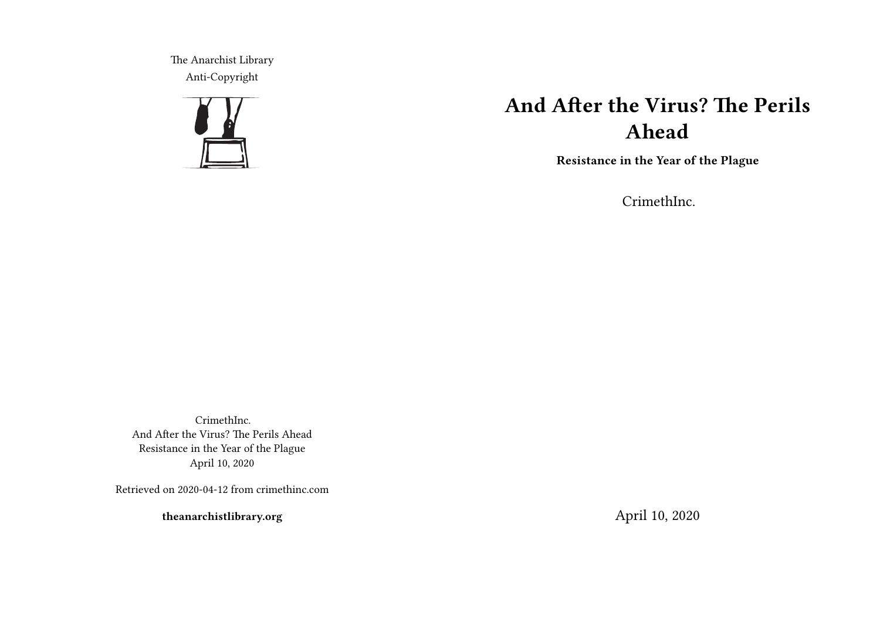# And After the Virus? The Perils Ahead

**Resistance in the Year of the Plague**

CrimethInc.

April 10, 2020

The Anarchist Library
Anti-Copyright

CrimethInc.
And After the Virus? The Perils Ahead
Resistance in the Year of the Plague
April 10, 2020

Retrieved on 2020-04-12 from crimethinc.com

**theanarchistlibrary.org**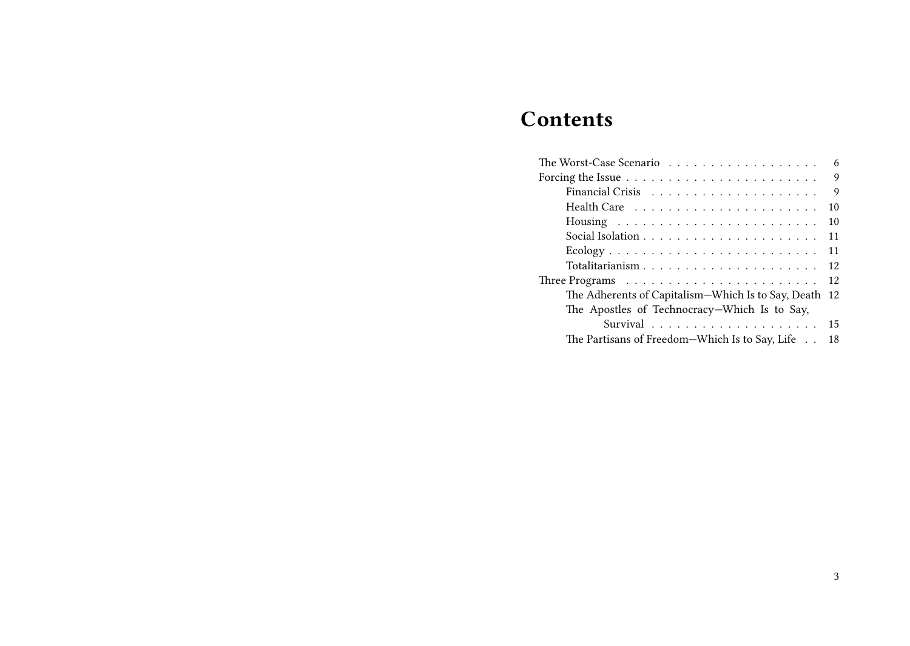# Contents

- The Worst-Case Scenario . . . . . . . . . . . . . . . . . . 6
- Forcing the Issue . . . . . . . . . . . . . . . . . . . . . . . 9
  - Financial Crisis . . . . . . . . . . . . . . . . . . . . 9
  - Health Care . . . . . . . . . . . . . . . . . . . . . . 10
  - Housing . . . . . . . . . . . . . . . . . . . . . . . . 10
  - Social Isolation . . . . . . . . . . . . . . . . . . . . 11
  - Ecology . . . . . . . . . . . . . . . . . . . . . . . . 11
  - Totalitarianism . . . . . . . . . . . . . . . . . . . . 12
- Three Programs . . . . . . . . . . . . . . . . . . . . . . 12
  - The Adherents of Capitalism—Which Is to Say, Death 12
  - The Apostles of Technocracy—Which Is to Say, Survival . . . . . . . . . . . . . . . . . . . . 15
  - The Partisans of Freedom—Which Is to Say, Life . . 18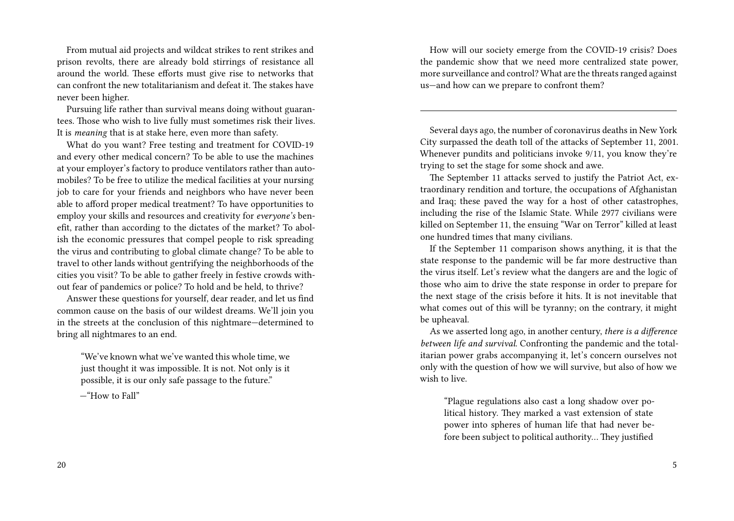From mutual aid projects and wildcat strikes to rent strikes and prison revolts, there are already bold stirrings of resistance all around the world. These efforts must give rise to networks that can confront the new totalitarianism and defeat it. The stakes have never been higher.

Pursuing life rather than survival means doing without guarantees. Those who wish to live fully must sometimes risk their lives. It is *meaning* that is at stake here, even more than safety.

What do you want? Free testing and treatment for COVID-19 and every other medical concern? To be able to use the machines at your employer's factory to produce ventilators rather than automobiles? To be free to utilize the medical facilities at your nursing job to care for your friends and neighbors who have never been able to afford proper medical treatment? To have opportunities to employ your skills and resources and creativity for *everyone's* benefit, rather than according to the dictates of the market? To abolish the economic pressures that compel people to risk spreading the virus and contributing to global climate change? To be able to travel to other lands without gentrifying the neighborhoods of the cities you visit? To be able to gather freely in festive crowds without fear of pandemics or police? To hold and be held, to thrive?

Answer these questions for yourself, dear reader, and let us find common cause on the basis of our wildest dreams. We'll join you in the streets at the conclusion of this nightmare—determined to bring all nightmares to an end.

> "We've known what we've wanted this whole time, we just thought it was impossible. It is not. Not only is it possible, it is our only safe passage to the future."
>
> —"How to Fall"

How will our society emerge from the COVID-19 crisis? Does the pandemic show that we need more centralized state power, more surveillance and control? What are the threats ranged against us—and how can we prepare to confront them?

---

Several days ago, the number of coronavirus deaths in New York City surpassed the death toll of the attacks of September 11, 2001. Whenever pundits and politicians invoke 9/11, you know they're trying to set the stage for some shock and awe.

The September 11 attacks served to justify the Patriot Act, extraordinary rendition and torture, the occupations of Afghanistan and Iraq; these paved the way for a host of other catastrophes, including the rise of the Islamic State. While 2977 civilians were killed on September 11, the ensuing "War on Terror" killed at least one hundred times that many civilians.

If the September 11 comparison shows anything, it is that the state response to the pandemic will be far more destructive than the virus itself. Let's review what the dangers are and the logic of those who aim to drive the state response in order to prepare for the next stage of the crisis before it hits. It is not inevitable that what comes out of this will be tyranny; on the contrary, it might be upheaval.

As we asserted long ago, in another century, *there is a difference between life and survival.* Confronting the pandemic and the totalitarian power grabs accompanying it, let's concern ourselves not only with the question of how we will survive, but also of how we wish to live.

> "Plague regulations also cast a long shadow over political history. They marked a vast extension of state power into spheres of human life that had never before been subject to political authority… They justified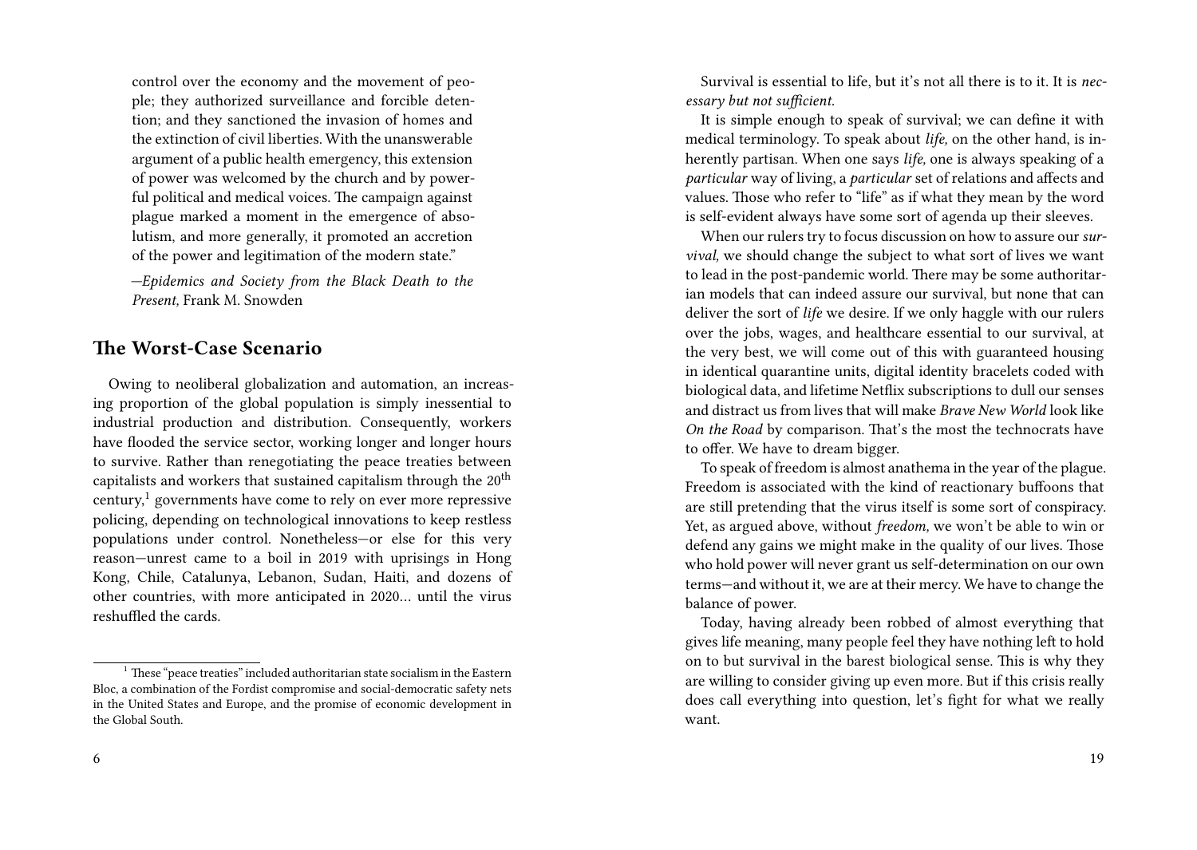control over the economy and the movement of people; they authorized surveillance and forcible detention; and they sanctioned the invasion of homes and the extinction of civil liberties. With the unanswerable argument of a public health emergency, this extension of power was welcomed by the church and by powerful political and medical voices. The campaign against plague marked a moment in the emergence of absolutism, and more generally, it promoted an accretion of the power and legitimation of the modern state."

—*Epidemics and Society from the Black Death to the Present,* Frank M. Snowden

## The Worst-Case Scenario

Owing to neoliberal globalization and automation, an increasing proportion of the global population is simply inessential to industrial production and distribution. Consequently, workers have flooded the service sector, working longer and longer hours to survive. Rather than renegotiating the peace treaties between capitalists and workers that sustained capitalism through the 20th century,[1] governments have come to rely on ever more repressive policing, depending on technological innovations to keep restless populations under control. Nonetheless—or else for this very reason—unrest came to a boil in 2019 with uprisings in Hong Kong, Chile, Catalunya, Lebanon, Sudan, Haiti, and dozens of other countries, with more anticipated in 2020… until the virus reshuffled the cards.

[1] These "peace treaties" included authoritarian state socialism in the Eastern Bloc, a combination of the Fordist compromise and social-democratic safety nets in the United States and Europe, and the promise of economic development in the Global South.

Survival is essential to life, but it's not all there is to it. It is *necessary but not sufficient.*

It is simple enough to speak of survival; we can define it with medical terminology. To speak about *life,* on the other hand, is inherently partisan. When one says *life,* one is always speaking of a *particular* way of living, a *particular* set of relations and affects and values. Those who refer to "life" as if what they mean by the word is self-evident always have some sort of agenda up their sleeves.

When our rulers try to focus discussion on how to assure our *survival,* we should change the subject to what sort of lives we want to lead in the post-pandemic world. There may be some authoritarian models that can indeed assure our survival, but none that can deliver the sort of *life* we desire. If we only haggle with our rulers over the jobs, wages, and healthcare essential to our survival, at the very best, we will come out of this with guaranteed housing in identical quarantine units, digital identity bracelets coded with biological data, and lifetime Netflix subscriptions to dull our senses and distract us from lives that will make *Brave New World* look like *On the Road* by comparison. That's the most the technocrats have to offer. We have to dream bigger.

To speak of freedom is almost anathema in the year of the plague. Freedom is associated with the kind of reactionary buffoons that are still pretending that the virus itself is some sort of conspiracy. Yet, as argued above, without *freedom,* we won't be able to win or defend any gains we might make in the quality of our lives. Those who hold power will never grant us self-determination on our own terms—and without it, we are at their mercy. We have to change the balance of power.

Today, having already been robbed of almost everything that gives life meaning, many people feel they have nothing left to hold on to but survival in the barest biological sense. This is why they are willing to consider giving up even more. But if this crisis really does call everything into question, let's fight for what we really want.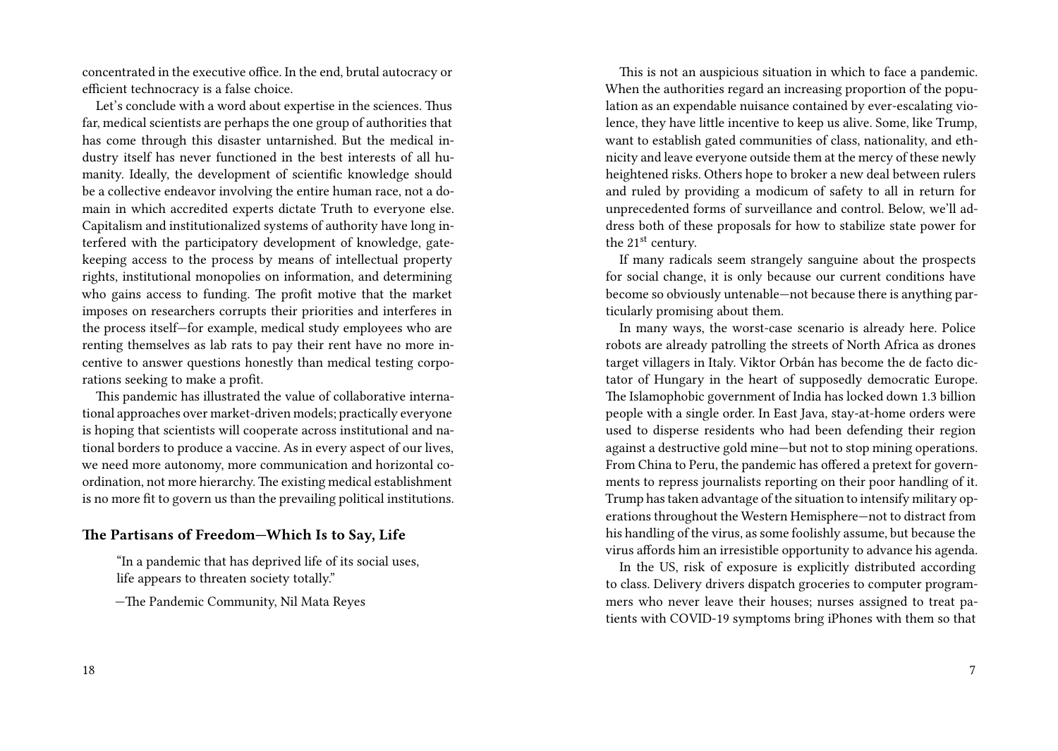concentrated in the executive office. In the end, brutal autocracy or efficient technocracy is a false choice.

Let's conclude with a word about expertise in the sciences. Thus far, medical scientists are perhaps the one group of authorities that has come through this disaster untarnished. But the medical industry itself has never functioned in the best interests of all humanity. Ideally, the development of scientific knowledge should be a collective endeavor involving the entire human race, not a domain in which accredited experts dictate Truth to everyone else. Capitalism and institutionalized systems of authority have long interfered with the participatory development of knowledge, gatekeeping access to the process by means of intellectual property rights, institutional monopolies on information, and determining who gains access to funding. The profit motive that the market imposes on researchers corrupts their priorities and interferes in the process itself—for example, medical study employees who are renting themselves as lab rats to pay their rent have no more incentive to answer questions honestly than medical testing corporations seeking to make a profit.

This pandemic has illustrated the value of collaborative international approaches over market-driven models; practically everyone is hoping that scientists will cooperate across institutional and national borders to produce a vaccine. As in every aspect of our lives, we need more autonomy, more communication and horizontal coordination, not more hierarchy. The existing medical establishment is no more fit to govern us than the prevailing political institutions.

## The Partisans of Freedom—Which Is to Say, Life

> "In a pandemic that has deprived life of its social uses, life appears to threaten society totally."
>
> —The Pandemic Community, Nil Mata Reyes

This is not an auspicious situation in which to face a pandemic. When the authorities regard an increasing proportion of the population as an expendable nuisance contained by ever-escalating violence, they have little incentive to keep us alive. Some, like Trump, want to establish gated communities of class, nationality, and ethnicity and leave everyone outside them at the mercy of these newly heightened risks. Others hope to broker a new deal between rulers and ruled by providing a modicum of safety to all in return for unprecedented forms of surveillance and control. Below, we'll address both of these proposals for how to stabilize state power for the 21st century.

If many radicals seem strangely sanguine about the prospects for social change, it is only because our current conditions have become so obviously untenable—not because there is anything particularly promising about them.

In many ways, the worst-case scenario is already here. Police robots are already patrolling the streets of North Africa as drones target villagers in Italy. Viktor Orbán has become the de facto dictator of Hungary in the heart of supposedly democratic Europe. The Islamophobic government of India has locked down 1.3 billion people with a single order. In East Java, stay-at-home orders were used to disperse residents who had been defending their region against a destructive gold mine—but not to stop mining operations. From China to Peru, the pandemic has offered a pretext for governments to repress journalists reporting on their poor handling of it. Trump has taken advantage of the situation to intensify military operations throughout the Western Hemisphere—not to distract from his handling of the virus, as some foolishly assume, but because the virus affords him an irresistible opportunity to advance his agenda.

In the US, risk of exposure is explicitly distributed according to class. Delivery drivers dispatch groceries to computer programmers who never leave their houses; nurses assigned to treat patients with COVID-19 symptoms bring iPhones with them so that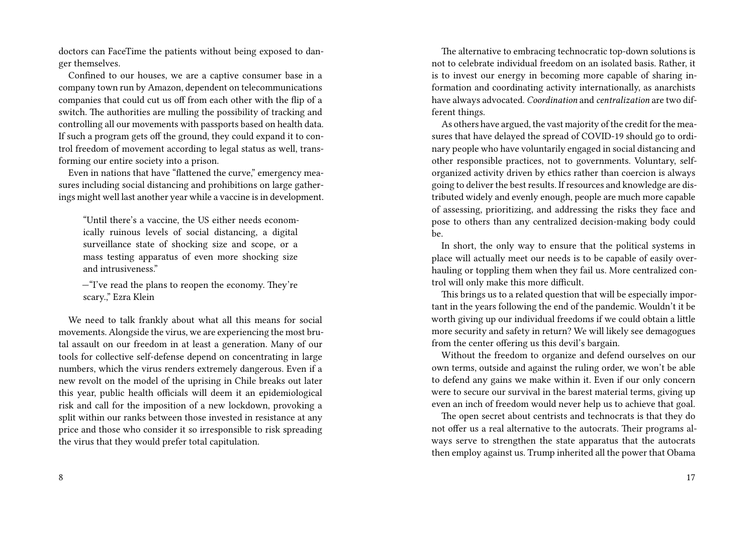doctors can FaceTime the patients without being exposed to danger themselves.

Confined to our houses, we are a captive consumer base in a company town run by Amazon, dependent on telecommunications companies that could cut us off from each other with the flip of a switch. The authorities are mulling the possibility of tracking and controlling all our movements with passports based on health data. If such a program gets off the ground, they could expand it to control freedom of movement according to legal status as well, transforming our entire society into a prison.

Even in nations that have "flattened the curve," emergency measures including social distancing and prohibitions on large gatherings might well last another year while a vaccine is in development.

> "Until there's a vaccine, the US either needs economically ruinous levels of social distancing, a digital surveillance state of shocking size and scope, or a mass testing apparatus of even more shocking size and intrusiveness."
>
> —"I've read the plans to reopen the economy. They're scary.," Ezra Klein

We need to talk frankly about what all this means for social movements. Alongside the virus, we are experiencing the most brutal assault on our freedom in at least a generation. Many of our tools for collective self-defense depend on concentrating in large numbers, which the virus renders extremely dangerous. Even if a new revolt on the model of the uprising in Chile breaks out later this year, public health officials will deem it an epidemiological risk and call for the imposition of a new lockdown, provoking a split within our ranks between those invested in resistance at any price and those who consider it so irresponsible to risk spreading the virus that they would prefer total capitulation.

The alternative to embracing technocratic top-down solutions is not to celebrate individual freedom on an isolated basis. Rather, it is to invest our energy in becoming more capable of sharing information and coordinating activity internationally, as anarchists have always advocated. *Coordination* and *centralization* are two different things.

As others have argued, the vast majority of the credit for the measures that have delayed the spread of COVID-19 should go to ordinary people who have voluntarily engaged in social distancing and other responsible practices, not to governments. Voluntary, self-organized activity driven by ethics rather than coercion is always going to deliver the best results. If resources and knowledge are distributed widely and evenly enough, people are much more capable of assessing, prioritizing, and addressing the risks they face and pose to others than any centralized decision-making body could be.

In short, the only way to ensure that the political systems in place will actually meet our needs is to be capable of easily overhauling or toppling them when they fail us. More centralized control will only make this more difficult.

This brings us to a related question that will be especially important in the years following the end of the pandemic. Wouldn't it be worth giving up our individual freedoms if we could obtain a little more security and safety in return? We will likely see demagogues from the center offering us this devil's bargain.

Without the freedom to organize and defend ourselves on our own terms, outside and against the ruling order, we won't be able to defend any gains we make within it. Even if our only concern were to secure our survival in the barest material terms, giving up even an inch of freedom would never help us to achieve that goal.

The open secret about centrists and technocrats is that they do not offer us a real alternative to the autocrats. Their programs always serve to strengthen the state apparatus that the autocrats then employ against us. Trump inherited all the power that Obama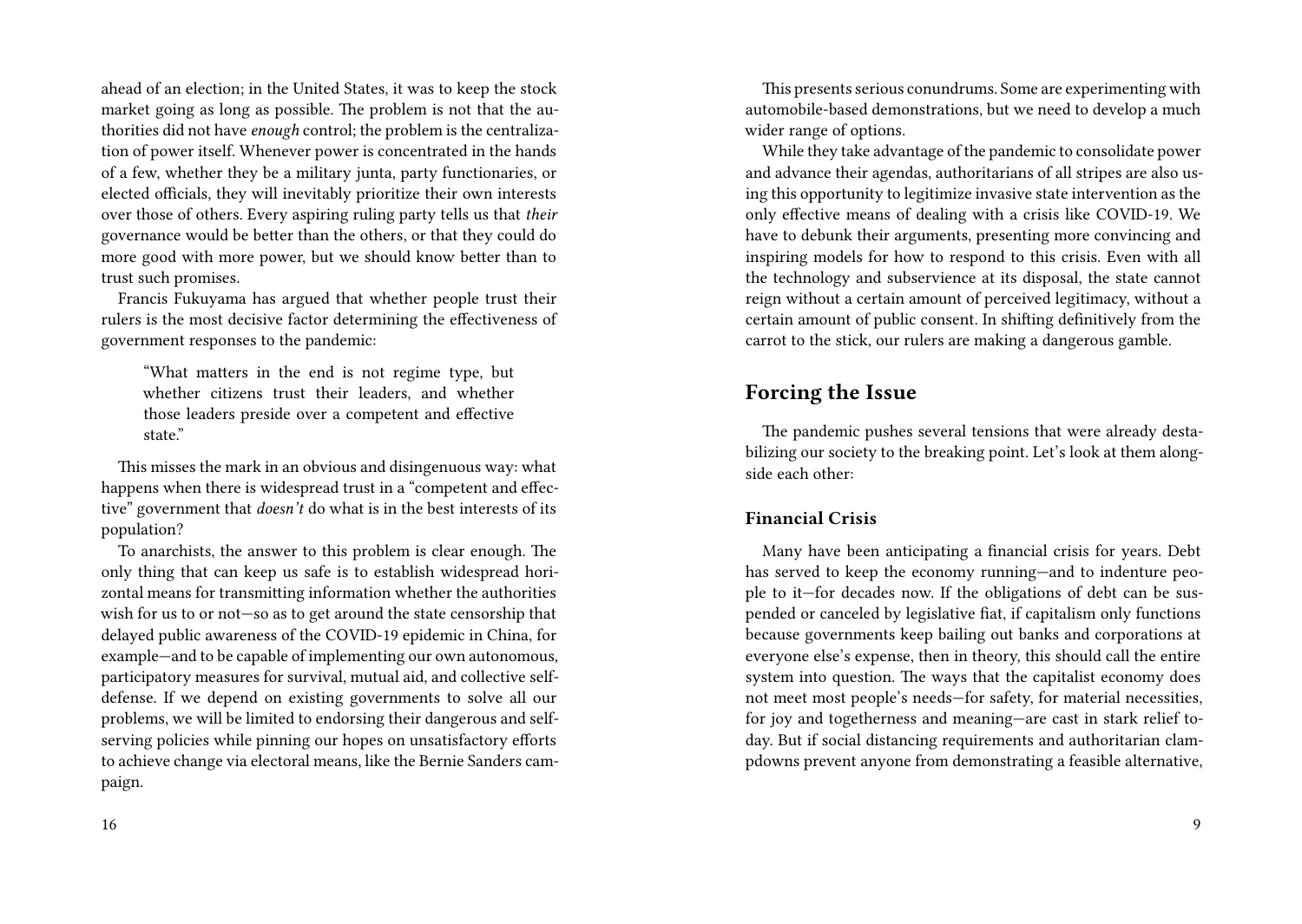ahead of an election; in the United States, it was to keep the stock market going as long as possible. The problem is not that the authorities did not have *enough* control; the problem is the centralization of power itself. Whenever power is concentrated in the hands of a few, whether they be a military junta, party functionaries, or elected officials, they will inevitably prioritize their own interests over those of others. Every aspiring ruling party tells us that *their* governance would be better than the others, or that they could do more good with more power, but we should know better than to trust such promises.

Francis Fukuyama has argued that whether people trust their rulers is the most decisive factor determining the effectiveness of government responses to the pandemic:

> "What matters in the end is not regime type, but whether citizens trust their leaders, and whether those leaders preside over a competent and effective state."

This misses the mark in an obvious and disingenuous way: what happens when there is widespread trust in a "competent and effective" government that *doesn't* do what is in the best interests of its population?

To anarchists, the answer to this problem is clear enough. The only thing that can keep us safe is to establish widespread horizontal means for transmitting information whether the authorities wish for us to or not—so as to get around the state censorship that delayed public awareness of the COVID-19 epidemic in China, for example—and to be capable of implementing our own autonomous, participatory measures for survival, mutual aid, and collective self-defense. If we depend on existing governments to solve all our problems, we will be limited to endorsing their dangerous and self-serving policies while pinning our hopes on unsatisfactory efforts to achieve change via electoral means, like the Bernie Sanders campaign.

This presents serious conundrums. Some are experimenting with automobile-based demonstrations, but we need to develop a much wider range of options.

While they take advantage of the pandemic to consolidate power and advance their agendas, authoritarians of all stripes are also using this opportunity to legitimize invasive state intervention as the only effective means of dealing with a crisis like COVID-19. We have to debunk their arguments, presenting more convincing and inspiring models for how to respond to this crisis. Even with all the technology and subservience at its disposal, the state cannot reign without a certain amount of perceived legitimacy, without a certain amount of public consent. In shifting definitively from the carrot to the stick, our rulers are making a dangerous gamble.

## Forcing the Issue

The pandemic pushes several tensions that were already destabilizing our society to the breaking point. Let's look at them alongside each other:

### Financial Crisis

Many have been anticipating a financial crisis for years. Debt has served to keep the economy running—and to indenture people to it—for decades now. If the obligations of debt can be suspended or canceled by legislative fiat, if capitalism only functions because governments keep bailing out banks and corporations at everyone else's expense, then in theory, this should call the entire system into question. The ways that the capitalist economy does not meet most people's needs—for safety, for material necessities, for joy and togetherness and meaning—are cast in stark relief today. But if social distancing requirements and authoritarian clampdowns prevent anyone from demonstrating a feasible alternative,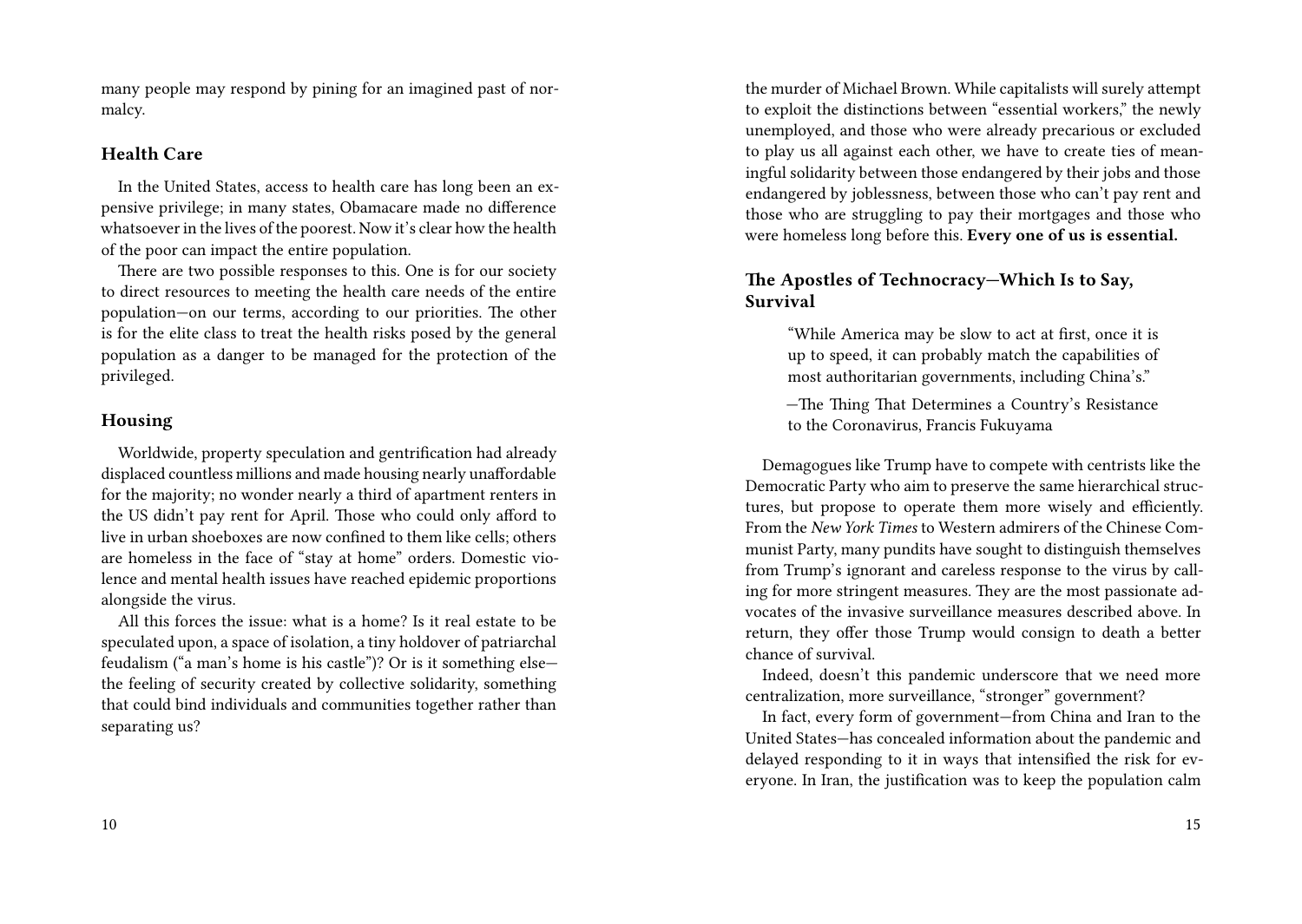many people may respond by pining for an imagined past of normalcy.

### Health Care

In the United States, access to health care has long been an expensive privilege; in many states, Obamacare made no difference whatsoever in the lives of the poorest. Now it's clear how the health of the poor can impact the entire population.

There are two possible responses to this. One is for our society to direct resources to meeting the health care needs of the entire population—on our terms, according to our priorities. The other is for the elite class to treat the health risks posed by the general population as a danger to be managed for the protection of the privileged.

### Housing

Worldwide, property speculation and gentrification had already displaced countless millions and made housing nearly unaffordable for the majority; no wonder nearly a third of apartment renters in the US didn't pay rent for April. Those who could only afford to live in urban shoeboxes are now confined to them like cells; others are homeless in the face of "stay at home" orders. Domestic violence and mental health issues have reached epidemic proportions alongside the virus.

All this forces the issue: what is a home? Is it real estate to be speculated upon, a space of isolation, a tiny holdover of patriarchal feudalism ("a man's home is his castle")? Or is it something else—the feeling of security created by collective solidarity, something that could bind individuals and communities together rather than separating us?

the murder of Michael Brown. While capitalists will surely attempt to exploit the distinctions between "essential workers," the newly unemployed, and those who were already precarious or excluded to play us all against each other, we have to create ties of meaningful solidarity between those endangered by their jobs and those endangered by joblessness, between those who can't pay rent and those who are struggling to pay their mortgages and those who were homeless long before this. **Every one of us is essential.**

## The Apostles of Technocracy—Which Is to Say, Survival

> "While America may be slow to act at first, once it is up to speed, it can probably match the capabilities of most authoritarian governments, including China's."
>
> —The Thing That Determines a Country's Resistance to the Coronavirus, Francis Fukuyama

Demagogues like Trump have to compete with centrists like the Democratic Party who aim to preserve the same hierarchical structures, but propose to operate them more wisely and efficiently. From the *New York Times* to Western admirers of the Chinese Communist Party, many pundits have sought to distinguish themselves from Trump's ignorant and careless response to the virus by calling for more stringent measures. They are the most passionate advocates of the invasive surveillance measures described above. In return, they offer those Trump would consign to death a better chance of survival.

Indeed, doesn't this pandemic underscore that we need more centralization, more surveillance, "stronger" government?

In fact, every form of government—from China and Iran to the United States—has concealed information about the pandemic and delayed responding to it in ways that intensified the risk for everyone. In Iran, the justification was to keep the population calm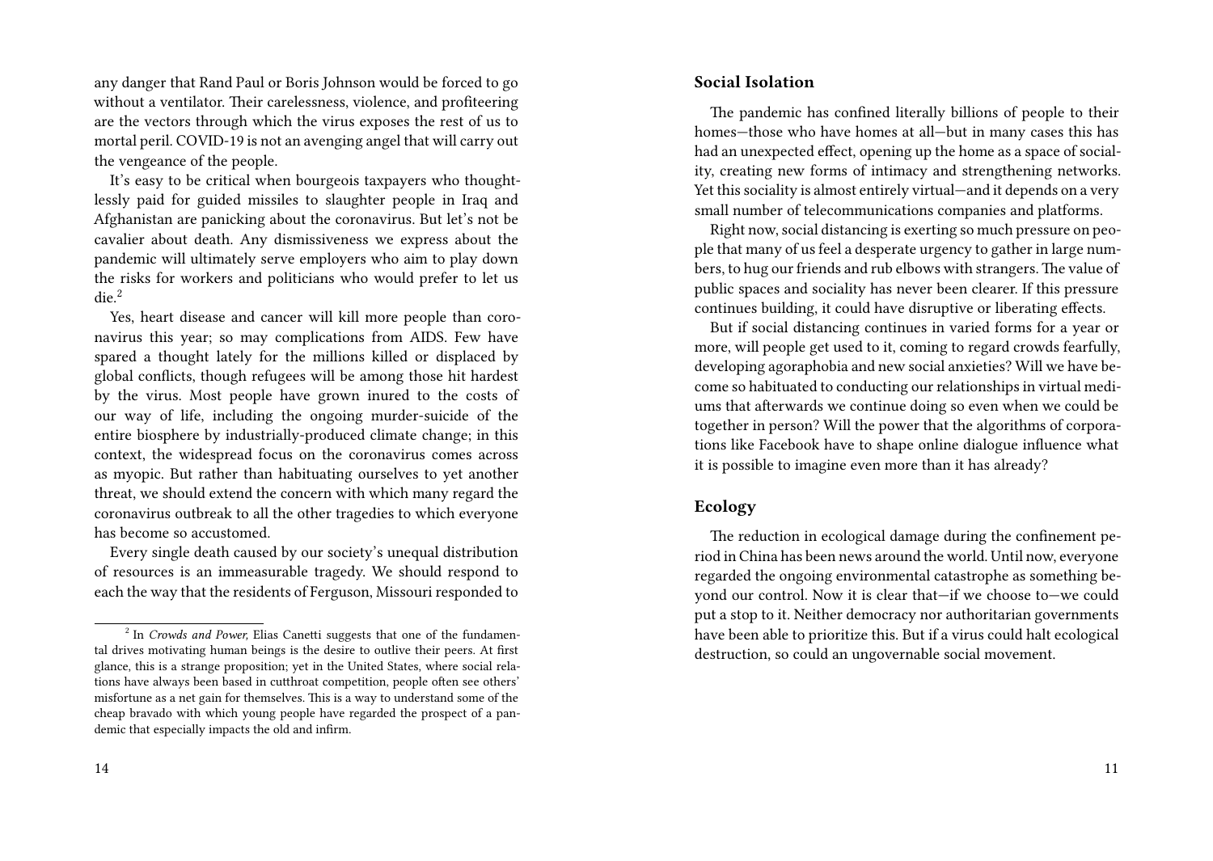any danger that Rand Paul or Boris Johnson would be forced to go without a ventilator. Their carelessness, violence, and profiteering are the vectors through which the virus exposes the rest of us to mortal peril. COVID-19 is not an avenging angel that will carry out the vengeance of the people.

It's easy to be critical when bourgeois taxpayers who thoughtlessly paid for guided missiles to slaughter people in Iraq and Afghanistan are panicking about the coronavirus. But let's not be cavalier about death. Any dismissiveness we express about the pandemic will ultimately serve employers who aim to play down the risks for workers and politicians who would prefer to let us die.[2]

Yes, heart disease and cancer will kill more people than coronavirus this year; so may complications from AIDS. Few have spared a thought lately for the millions killed or displaced by global conflicts, though refugees will be among those hit hardest by the virus. Most people have grown inured to the costs of our way of life, including the ongoing murder-suicide of the entire biosphere by industrially-produced climate change; in this context, the widespread focus on the coronavirus comes across as myopic. But rather than habituating ourselves to yet another threat, we should extend the concern with which many regard the coronavirus outbreak to all the other tragedies to which everyone has become so accustomed.

Every single death caused by our society's unequal distribution of resources is an immeasurable tragedy. We should respond to each the way that the residents of Ferguson, Missouri responded to

[2] In *Crowds and Power,* Elias Canetti suggests that one of the fundamental drives motivating human beings is the desire to outlive their peers. At first glance, this is a strange proposition; yet in the United States, where social relations have always been based in cutthroat competition, people often see others' misfortune as a net gain for themselves. This is a way to understand some of the cheap bravado with which young people have regarded the prospect of a pandemic that especially impacts the old and infirm.

### Social Isolation

The pandemic has confined literally billions of people to their homes—those who have homes at all—but in many cases this has had an unexpected effect, opening up the home as a space of sociality, creating new forms of intimacy and strengthening networks. Yet this sociality is almost entirely virtual—and it depends on a very small number of telecommunications companies and platforms.

Right now, social distancing is exerting so much pressure on people that many of us feel a desperate urgency to gather in large numbers, to hug our friends and rub elbows with strangers. The value of public spaces and sociality has never been clearer. If this pressure continues building, it could have disruptive or liberating effects.

But if social distancing continues in varied forms for a year or more, will people get used to it, coming to regard crowds fearfully, developing agoraphobia and new social anxieties? Will we have become so habituated to conducting our relationships in virtual mediums that afterwards we continue doing so even when we could be together in person? Will the power that the algorithms of corporations like Facebook have to shape online dialogue influence what it is possible to imagine even more than it has already?

### Ecology

The reduction in ecological damage during the confinement period in China has been news around the world. Until now, everyone regarded the ongoing environmental catastrophe as something beyond our control. Now it is clear that—if we choose to—we could put a stop to it. Neither democracy nor authoritarian governments have been able to prioritize this. But if a virus could halt ecological destruction, so could an ungovernable social movement.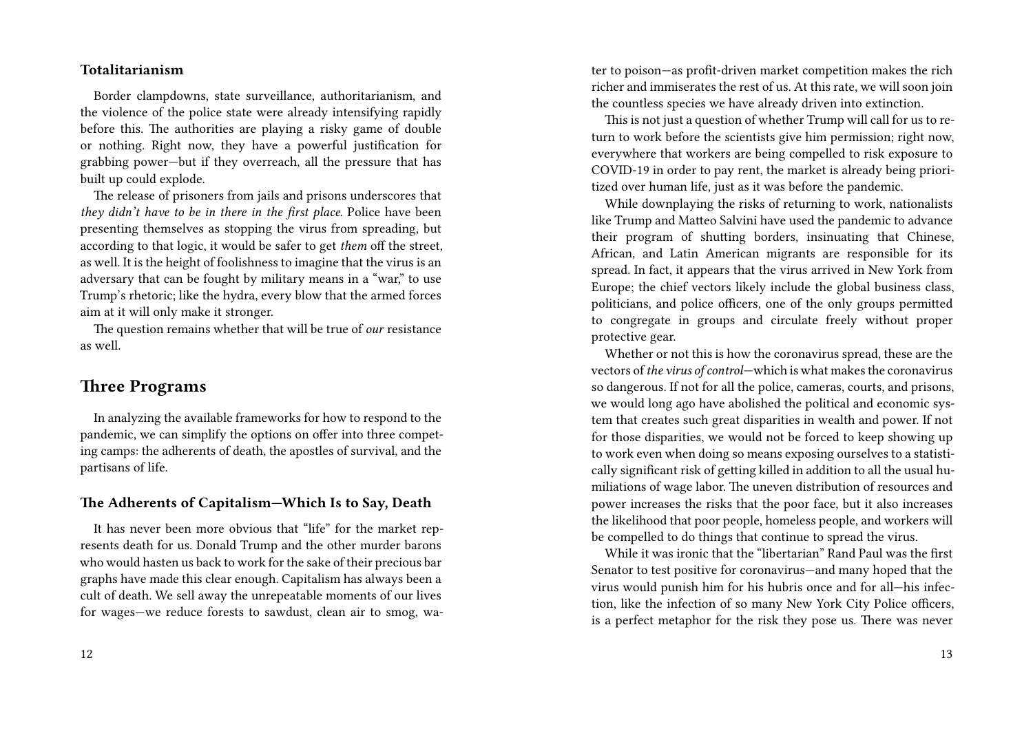### Totalitarianism

Border clampdowns, state surveillance, authoritarianism, and the violence of the police state were already intensifying rapidly before this. The authorities are playing a risky game of double or nothing. Right now, they have a powerful justification for grabbing power—but if they overreach, all the pressure that has built up could explode.

The release of prisoners from jails and prisons underscores that *they didn't have to be in there in the first place.* Police have been presenting themselves as stopping the virus from spreading, but according to that logic, it would be safer to get *them* off the street, as well. It is the height of foolishness to imagine that the virus is an adversary that can be fought by military means in a "war," to use Trump's rhetoric; like the hydra, every blow that the armed forces aim at it will only make it stronger.

The question remains whether that will be true of *our* resistance as well.

## Three Programs

In analyzing the available frameworks for how to respond to the pandemic, we can simplify the options on offer into three competing camps: the adherents of death, the apostles of survival, and the partisans of life.

### The Adherents of Capitalism—Which Is to Say, Death

It has never been more obvious that "life" for the market represents death for us. Donald Trump and the other murder barons who would hasten us back to work for the sake of their precious bar graphs have made this clear enough. Capitalism has always been a cult of death. We sell away the unrepeatable moments of our lives for wages—we reduce forests to sawdust, clean air to smog, water to poison—as profit-driven market competition makes the rich richer and immiserates the rest of us. At this rate, we will soon join the countless species we have already driven into extinction.

This is not just a question of whether Trump will call for us to return to work before the scientists give him permission; right now, everywhere that workers are being compelled to risk exposure to COVID-19 in order to pay rent, the market is already being prioritized over human life, just as it was before the pandemic.

While downplaying the risks of returning to work, nationalists like Trump and Matteo Salvini have used the pandemic to advance their program of shutting borders, insinuating that Chinese, African, and Latin American migrants are responsible for its spread. In fact, it appears that the virus arrived in New York from Europe; the chief vectors likely include the global business class, politicians, and police officers, one of the only groups permitted to congregate in groups and circulate freely without proper protective gear.

Whether or not this is how the coronavirus spread, these are the vectors of *the virus of control*—which is what makes the coronavirus so dangerous. If not for all the police, cameras, courts, and prisons, we would long ago have abolished the political and economic system that creates such great disparities in wealth and power. If not for those disparities, we would not be forced to keep showing up to work even when doing so means exposing ourselves to a statistically significant risk of getting killed in addition to all the usual humiliations of wage labor. The uneven distribution of resources and power increases the risks that the poor face, but it also increases the likelihood that poor people, homeless people, and workers will be compelled to do things that continue to spread the virus.

While it was ironic that the "libertarian" Rand Paul was the first Senator to test positive for coronavirus—and many hoped that the virus would punish him for his hubris once and for all—his infection, like the infection of so many New York City Police officers, is a perfect metaphor for the risk they pose us. There was never